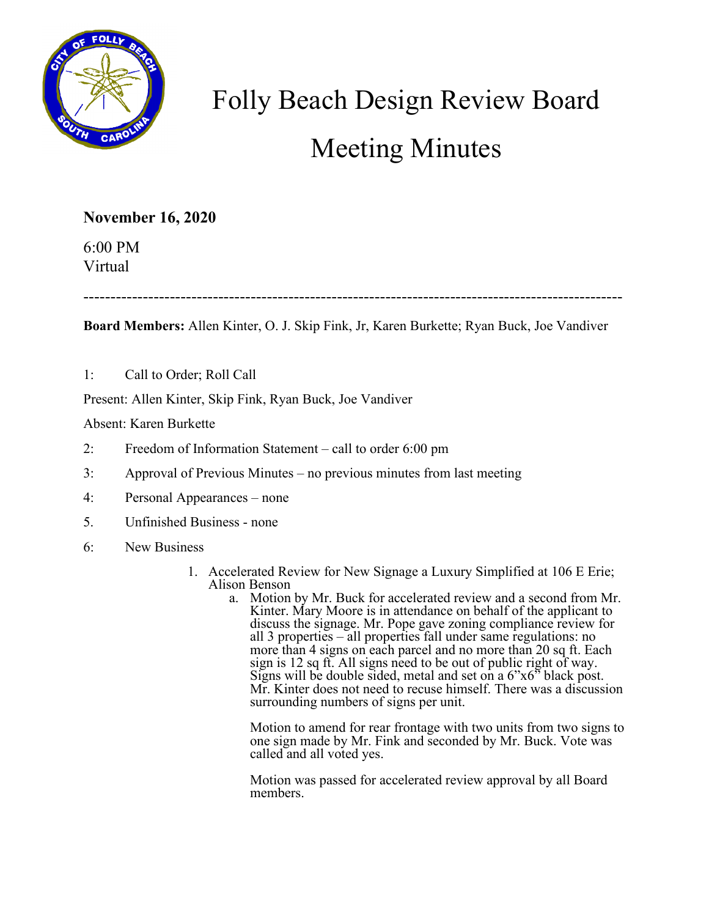# Folly Beach Design Review Board

# Meeting Minutes

**November 16, 2020**

6:00 PM
Virtual

---

**Board Members:** Allen Kinter, O. J. Skip Fink, Jr, Karen Burkette; Ryan Buck, Joe Vandiver

1: Call to Order; Roll Call

Present: Allen Kinter, Skip Fink, Ryan Buck, Joe Vandiver

Absent: Karen Burkette

2: Freedom of Information Statement – call to order 6:00 pm

3: Approval of Previous Minutes – no previous minutes from last meeting

4: Personal Appearances – none

5. Unfinished Business - none

6: New Business

1. Accelerated Review for New Signage a Luxury Simplified at 106 E Erie; Alison Benson
    a. Motion by Mr. Buck for accelerated review and a second from Mr. Kinter. Mary Moore is in attendance on behalf of the applicant to discuss the signage. Mr. Pope gave zoning compliance review for all 3 properties – all properties fall under same regulations: no more than 4 signs on each parcel and no more than 20 sq ft. Each sign is 12 sq ft. All signs need to be out of public right of way. Signs will be double sided, metal and set on a 6"x6" black post. Mr. Kinter does not need to recuse himself. There was a discussion surrounding numbers of signs per unit.

       Motion to amend for rear frontage with two units from two signs to one sign made by Mr. Fink and seconded by Mr. Buck. Vote was called and all voted yes.

       Motion was passed for accelerated review approval by all Board members.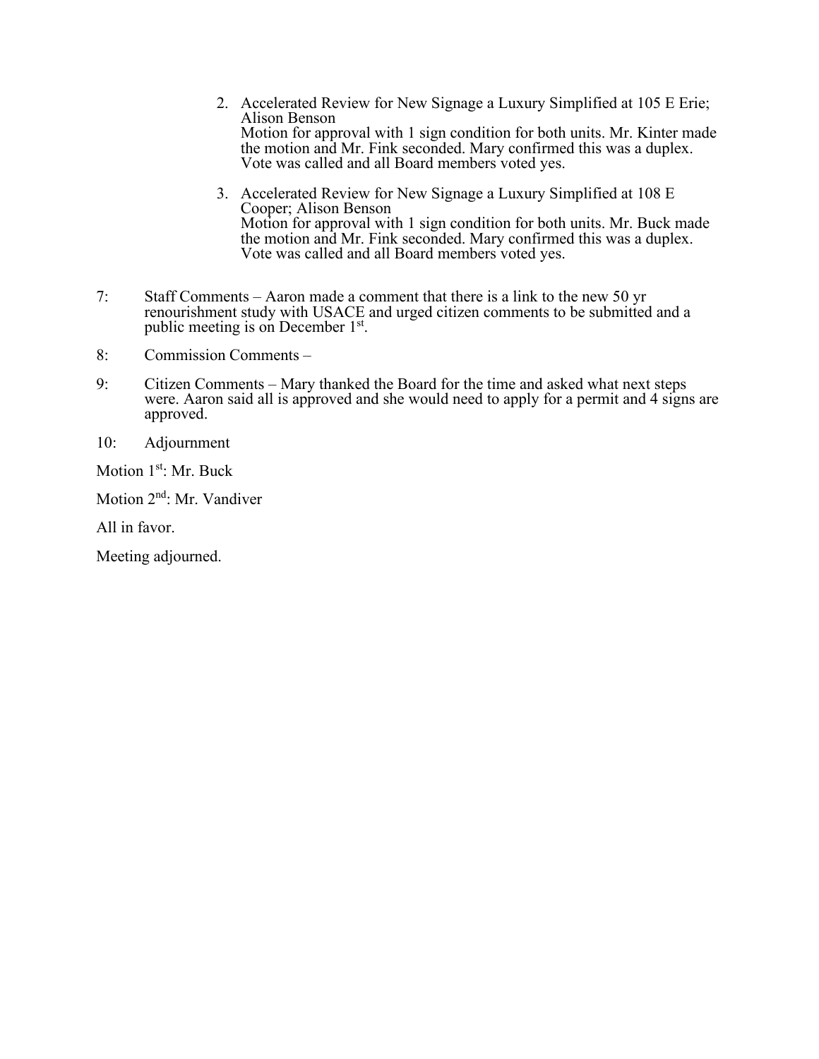2. Accelerated Review for New Signage a Luxury Simplified at 105 E Erie; Alison Benson
   Motion for approval with 1 sign condition for both units. Mr. Kinter made the motion and Mr. Fink seconded. Mary confirmed this was a duplex. Vote was called and all Board members voted yes.

3. Accelerated Review for New Signage a Luxury Simplified at 108 E Cooper; Alison Benson
   Motion for approval with 1 sign condition for both units. Mr. Buck made the motion and Mr. Fink seconded. Mary confirmed this was a duplex. Vote was called and all Board members voted yes.

7: Staff Comments – Aaron made a comment that there is a link to the new 50 yr renourishment study with USACE and urged citizen comments to be submitted and a public meeting is on December 1st.

8: Commission Comments –

9: Citizen Comments – Mary thanked the Board for the time and asked what next steps were. Aaron said all is approved and she would need to apply for a permit and 4 signs are approved.

10: Adjournment

Motion 1st: Mr. Buck

Motion 2nd: Mr. Vandiver

All in favor.

Meeting adjourned.